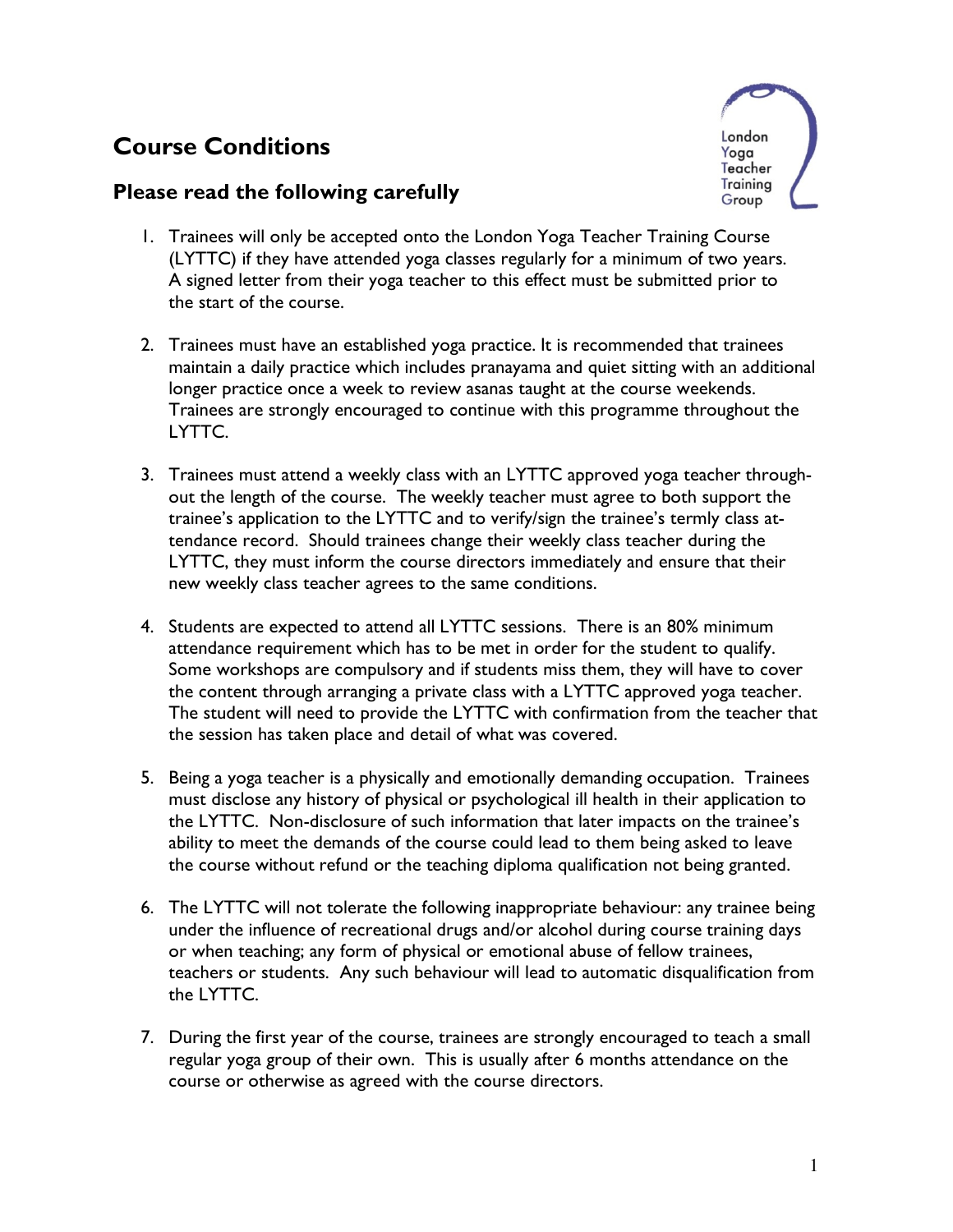# Course Conditions

London Yoga Teacher Training Group

## Please read the following carefully

1. Trainees will only be accepted onto the London Yoga Teacher Training Course (LYTTC) if they have attended yoga classes regularly for a minimum of two years. A signed letter from their yoga teacher to this effect must be submitted prior to the start of the course.

2. Trainees must have an established yoga practice. It is recommended that trainees maintain a daily practice which includes pranayama and quiet sitting with an additional longer practice once a week to review asanas taught at the course weekends. Trainees are strongly encouraged to continue with this programme throughout the LYTTC.

3. Trainees must attend a weekly class with an LYTTC approved yoga teacher throughout the length of the course. The weekly teacher must agree to both support the trainee's application to the LYTTC and to verify/sign the trainee's termly class attendance record. Should trainees change their weekly class teacher during the LYTTC, they must inform the course directors immediately and ensure that their new weekly class teacher agrees to the same conditions.

4. Students are expected to attend all LYTTC sessions. There is an 80% minimum attendance requirement which has to be met in order for the student to qualify. Some workshops are compulsory and if students miss them, they will have to cover the content through arranging a private class with a LYTTC approved yoga teacher. The student will need to provide the LYTTC with confirmation from the teacher that the session has taken place and detail of what was covered.

5. Being a yoga teacher is a physically and emotionally demanding occupation. Trainees must disclose any history of physical or psychological ill health in their application to the LYTTC. Non-disclosure of such information that later impacts on the trainee's ability to meet the demands of the course could lead to them being asked to leave the course without refund or the teaching diploma qualification not being granted.

6. The LYTTC will not tolerate the following inappropriate behaviour: any trainee being under the influence of recreational drugs and/or alcohol during course training days or when teaching; any form of physical or emotional abuse of fellow trainees, teachers or students. Any such behaviour will lead to automatic disqualification from the LYTTC.

7. During the first year of the course, trainees are strongly encouraged to teach a small regular yoga group of their own. This is usually after 6 months attendance on the course or otherwise as agreed with the course directors.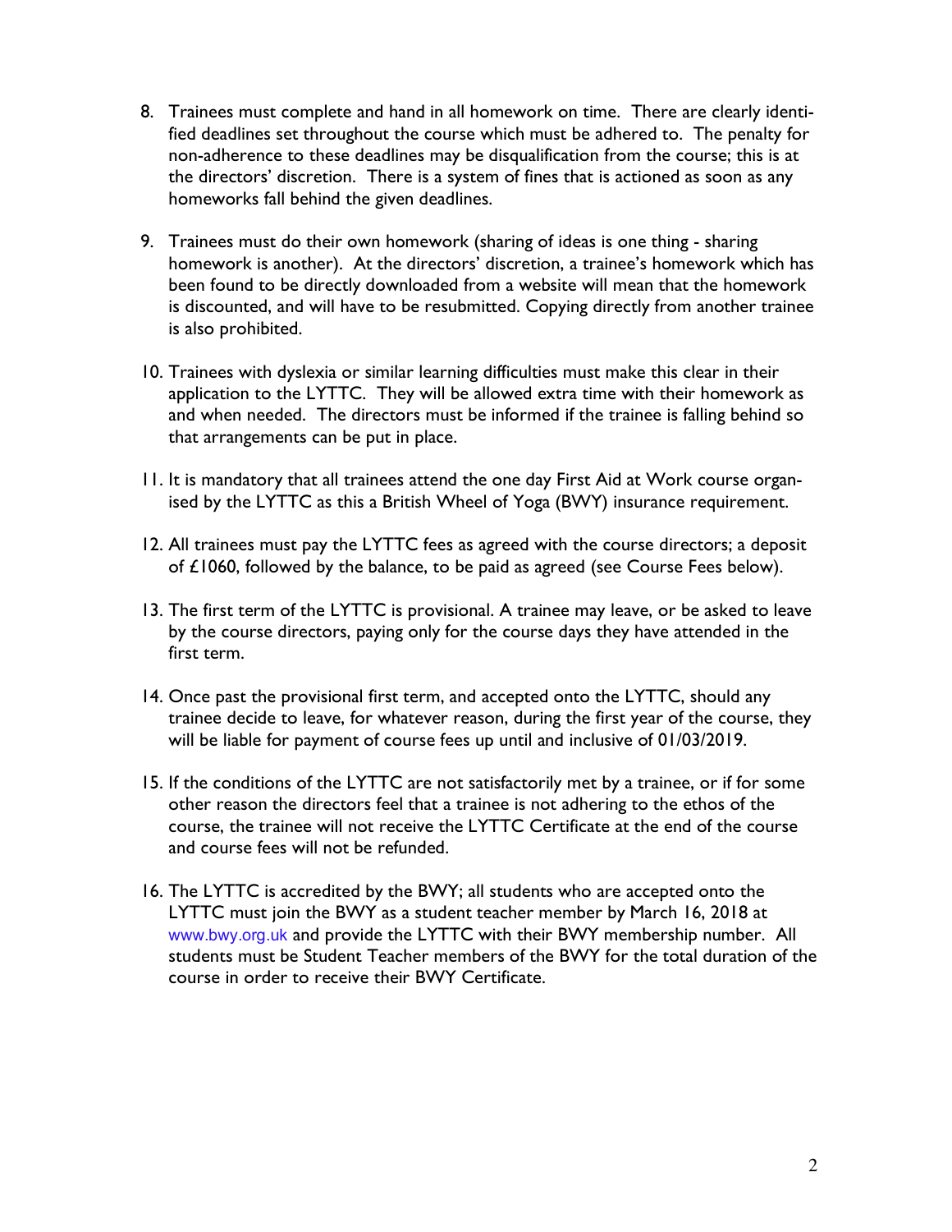8. Trainees must complete and hand in all homework on time. There are clearly identified deadlines set throughout the course which must be adhered to. The penalty for non-adherence to these deadlines may be disqualification from the course; this is at the directors' discretion. There is a system of fines that is actioned as soon as any homeworks fall behind the given deadlines.

9. Trainees must do their own homework (sharing of ideas is one thing - sharing homework is another). At the directors' discretion, a trainee's homework which has been found to be directly downloaded from a website will mean that the homework is discounted, and will have to be resubmitted. Copying directly from another trainee is also prohibited.

10. Trainees with dyslexia or similar learning difficulties must make this clear in their application to the LYTTC. They will be allowed extra time with their homework as and when needed. The directors must be informed if the trainee is falling behind so that arrangements can be put in place.

11. It is mandatory that all trainees attend the one day First Aid at Work course organised by the LYTTC as this a British Wheel of Yoga (BWY) insurance requirement.

12. All trainees must pay the LYTTC fees as agreed with the course directors; a deposit of £1060, followed by the balance, to be paid as agreed (see Course Fees below).

13. The first term of the LYTTC is provisional. A trainee may leave, or be asked to leave by the course directors, paying only for the course days they have attended in the first term.

14. Once past the provisional first term, and accepted onto the LYTTC, should any trainee decide to leave, for whatever reason, during the first year of the course, they will be liable for payment of course fees up until and inclusive of 01/03/2019.

15. If the conditions of the LYTTC are not satisfactorily met by a trainee, or if for some other reason the directors feel that a trainee is not adhering to the ethos of the course, the trainee will not receive the LYTTC Certificate at the end of the course and course fees will not be refunded.

16. The LYTTC is accredited by the BWY; all students who are accepted onto the LYTTC must join the BWY as a student teacher member by March 16, 2018 at www.bwy.org.uk and provide the LYTTC with their BWY membership number. All students must be Student Teacher members of the BWY for the total duration of the course in order to receive their BWY Certificate.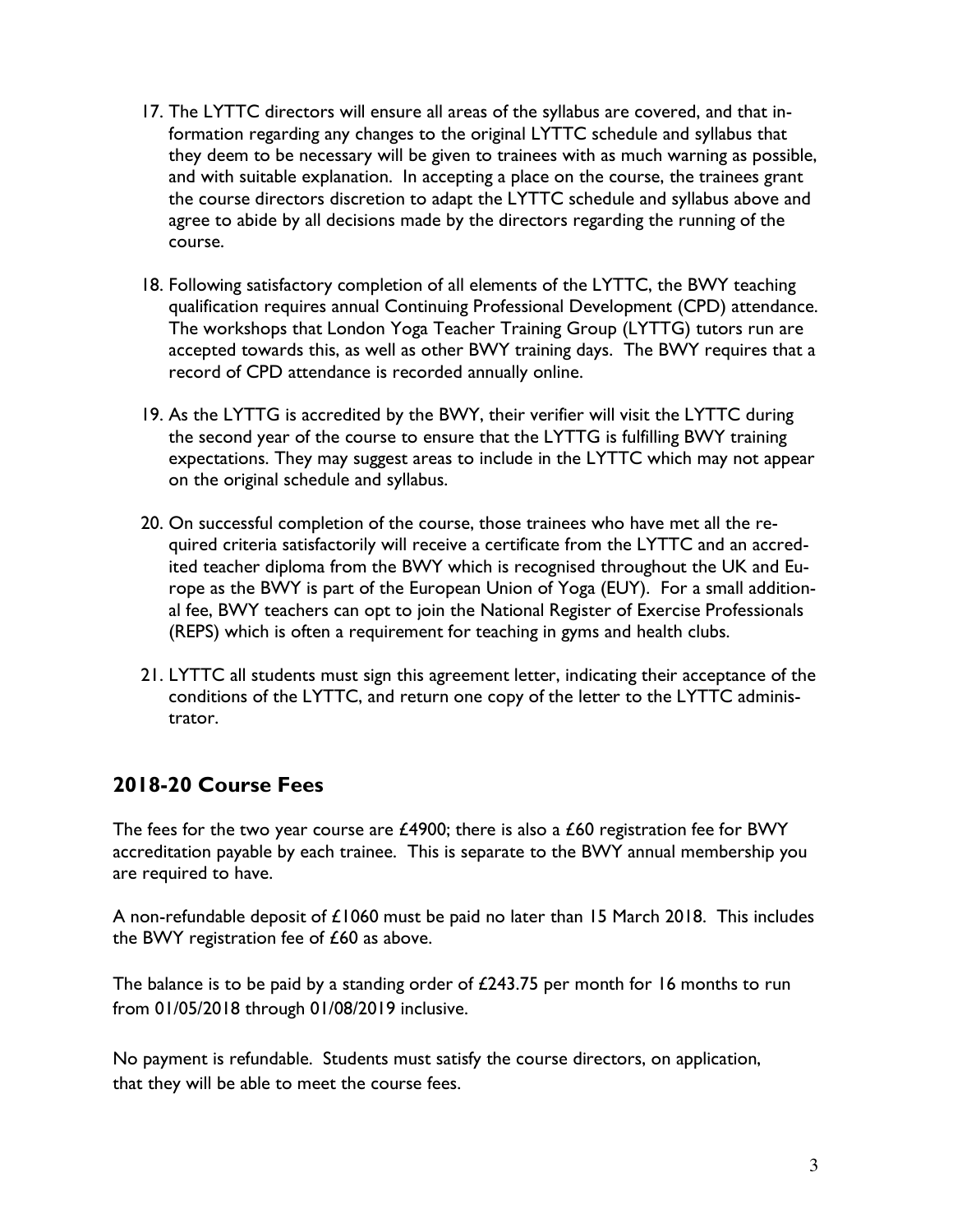17. The LYTTC directors will ensure all areas of the syllabus are covered, and that information regarding any changes to the original LYTTC schedule and syllabus that they deem to be necessary will be given to trainees with as much warning as possible, and with suitable explanation. In accepting a place on the course, the trainees grant the course directors discretion to adapt the LYTTC schedule and syllabus above and agree to abide by all decisions made by the directors regarding the running of the course.

18. Following satisfactory completion of all elements of the LYTTC, the BWY teaching qualification requires annual Continuing Professional Development (CPD) attendance. The workshops that London Yoga Teacher Training Group (LYTTG) tutors run are accepted towards this, as well as other BWY training days. The BWY requires that a record of CPD attendance is recorded annually online.

19. As the LYTTG is accredited by the BWY, their verifier will visit the LYTTC during the second year of the course to ensure that the LYTTG is fulfilling BWY training expectations. They may suggest areas to include in the LYTTC which may not appear on the original schedule and syllabus.

20. On successful completion of the course, those trainees who have met all the required criteria satisfactorily will receive a certificate from the LYTTC and an accredited teacher diploma from the BWY which is recognised throughout the UK and Europe as the BWY is part of the European Union of Yoga (EUY). For a small additional fee, BWY teachers can opt to join the National Register of Exercise Professionals (REPS) which is often a requirement for teaching in gyms and health clubs.

21. LYTTC all students must sign this agreement letter, indicating their acceptance of the conditions of the LYTTC, and return one copy of the letter to the LYTTC administrator.

## 2018-20 Course Fees

The fees for the two year course are £4900; there is also a £60 registration fee for BWY accreditation payable by each trainee. This is separate to the BWY annual membership you are required to have.

A non-refundable deposit of £1060 must be paid no later than 15 March 2018. This includes the BWY registration fee of £60 as above.

The balance is to be paid by a standing order of £243.75 per month for 16 months to run from 01/05/2018 through 01/08/2019 inclusive.

No payment is refundable. Students must satisfy the course directors, on application, that they will be able to meet the course fees.